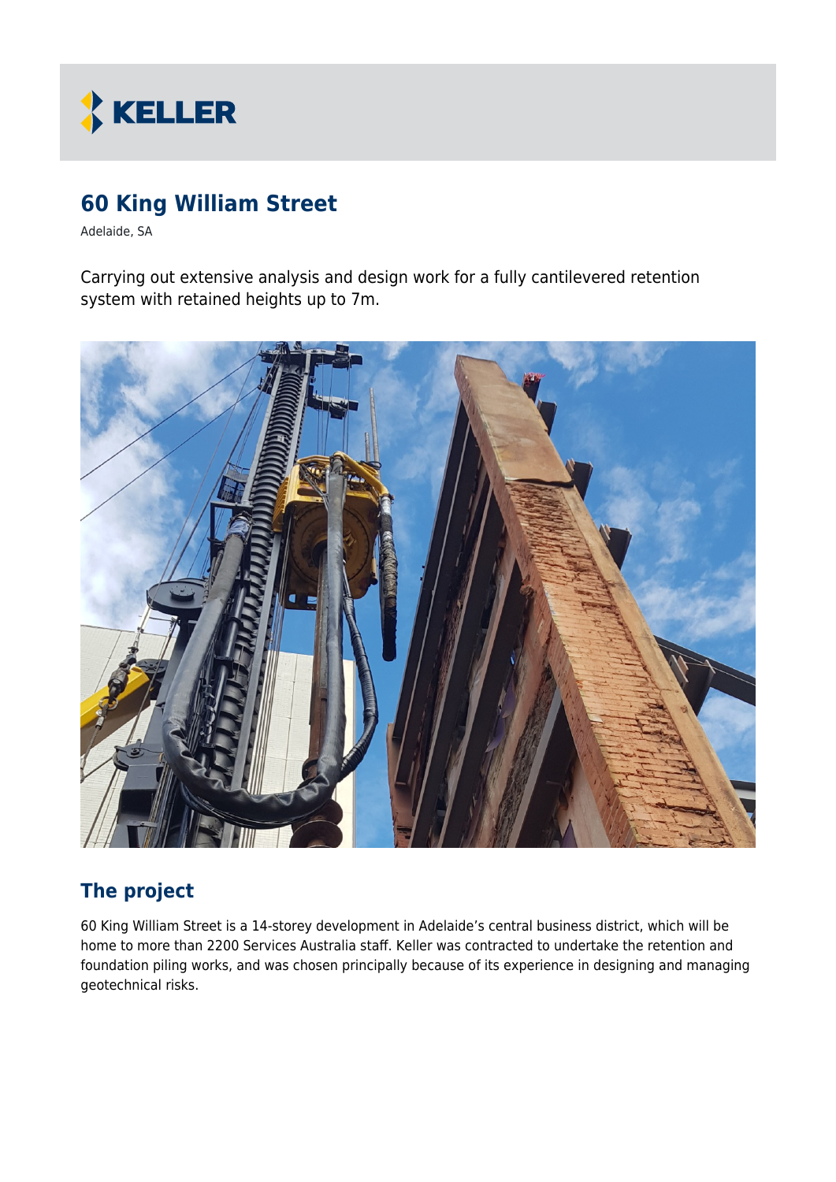KELLER

# 60 King William Street

Adelaide, SA

Carrying out extensive analysis and design work for a fully cantilevered retention system with retained heights up to 7m.

## The project

60 King William Street is a 14-storey development in Adelaide's central business district, which will be home to more than 2200 Services Australia staff. Keller was contracted to undertake the retention and foundation piling works, and was chosen principally because of its experience in designing and managing geotechnical risks.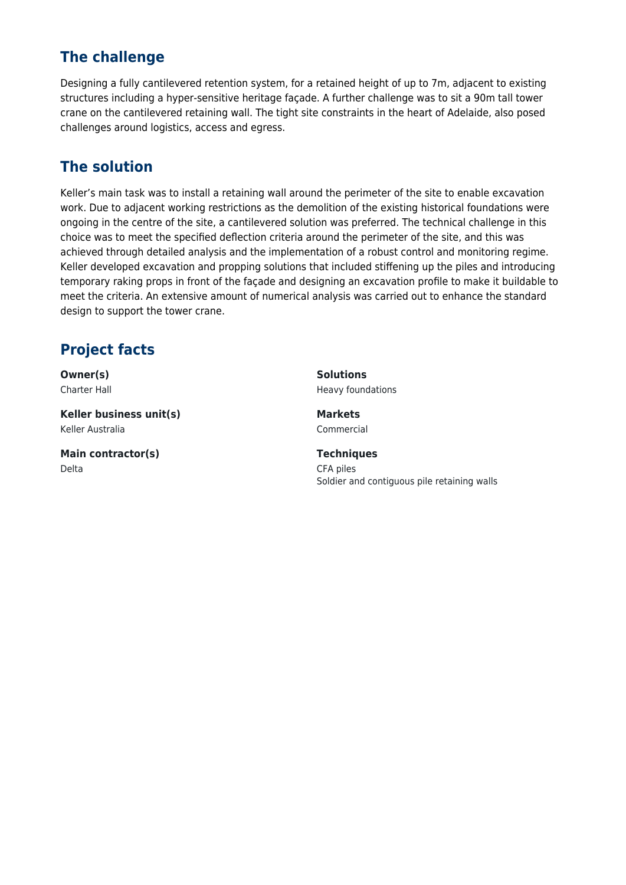## The challenge

Designing a fully cantilevered retention system, for a retained height of up to 7m, adjacent to existing structures including a hyper-sensitive heritage façade. A further challenge was to sit a 90m tall tower crane on the cantilevered retaining wall. The tight site constraints in the heart of Adelaide, also posed challenges around logistics, access and egress.

## The solution

Keller's main task was to install a retaining wall around the perimeter of the site to enable excavation work. Due to adjacent working restrictions as the demolition of the existing historical foundations were ongoing in the centre of the site, a cantilevered solution was preferred. The technical challenge in this choice was to meet the specified deflection criteria around the perimeter of the site, and this was achieved through detailed analysis and the implementation of a robust control and monitoring regime. Keller developed excavation and propping solutions that included stiffening up the piles and introducing temporary raking props in front of the façade and designing an excavation profile to make it buildable to meet the criteria. An extensive amount of numerical analysis was carried out to enhance the standard design to support the tower crane.

## Project facts

**Owner(s)**
Charter Hall

**Keller business unit(s)**
Keller Australia

**Main contractor(s)**
Delta

**Solutions**
Heavy foundations

**Markets**
Commercial

**Techniques**
CFA piles
Soldier and contiguous pile retaining walls